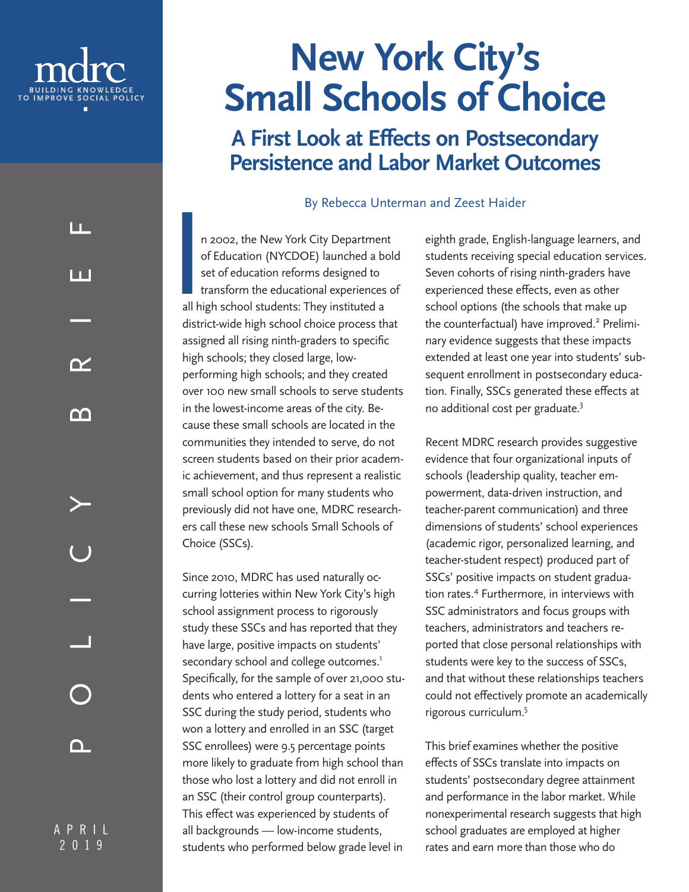mdrc
BUILDING KNOWLEDGE TO IMPROVE SOCIAL POLICY

POLICY BRIEF

APRIL 2019

# New York City's Small Schools of Choice

## A First Look at Effects on Postsecondary Persistence and Labor Market Outcomes

By Rebecca Unterman and Zeest Haider

In 2002, the New York City Department of Education (NYCDOE) launched a bold set of education reforms designed to transform the educational experiences of all high school students: They instituted a district-wide high school choice process that assigned all rising ninth-graders to specific high schools; they closed large, low-performing high schools; and they created over 100 new small schools to serve students in the lowest-income areas of the city. Because these small schools are located in the communities they intended to serve, do not screen students based on their prior academic achievement, and thus represent a realistic small school option for many students who previously did not have one, MDRC researchers call these new schools Small Schools of Choice (SSCs).

Since 2010, MDRC has used naturally occurring lotteries within New York City's high school assignment process to rigorously study these SSCs and has reported that they have large, positive impacts on students' secondary school and college outcomes.[1] Specifically, for the sample of over 21,000 students who entered a lottery for a seat in an SSC during the study period, students who won a lottery and enrolled in an SSC (target SSC enrollees) were 9.5 percentage points more likely to graduate from high school than those who lost a lottery and did not enroll in an SSC (their control group counterparts). This effect was experienced by students of all backgrounds — low-income students, students who performed below grade level in eighth grade, English-language learners, and students receiving special education services. Seven cohorts of rising ninth-graders have experienced these effects, even as other school options (the schools that make up the counterfactual) have improved.[2] Preliminary evidence suggests that these impacts extended at least one year into students' subsequent enrollment in postsecondary education. Finally, SSCs generated these effects at no additional cost per graduate.[3]

Recent MDRC research provides suggestive evidence that four organizational inputs of schools (leadership quality, teacher empowerment, data-driven instruction, and teacher-parent communication) and three dimensions of students' school experiences (academic rigor, personalized learning, and teacher-student respect) produced part of SSCs' positive impacts on student graduation rates.[4] Furthermore, in interviews with SSC administrators and focus groups with teachers, administrators and teachers reported that close personal relationships with students were key to the success of SSCs, and that without these relationships teachers could not effectively promote an academically rigorous curriculum.[5]

This brief examines whether the positive effects of SSCs translate into impacts on students' postsecondary degree attainment and performance in the labor market. While nonexperimental research suggests that high school graduates are employed at higher rates and earn more than those who do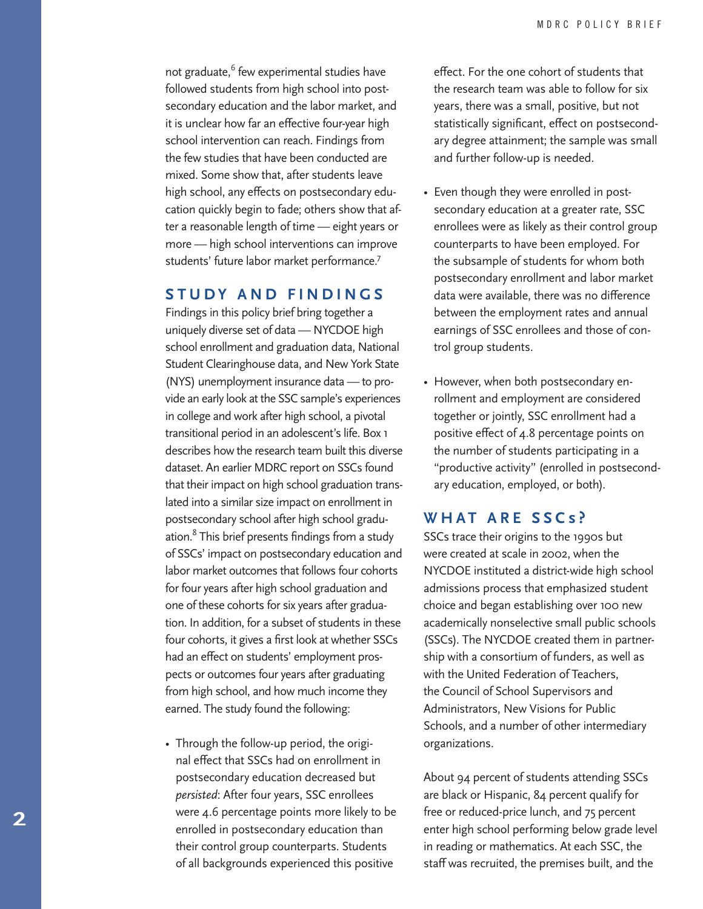not graduate,[6] few experimental studies have followed students from high school into postsecondary education and the labor market, and it is unclear how far an effective four-year high school intervention can reach. Findings from the few studies that have been conducted are mixed. Some show that, after students leave high school, any effects on postsecondary education quickly begin to fade; others show that after a reasonable length of time — eight years or more — high school interventions can improve students' future labor market performance.[7]

## STUDY AND FINDINGS

Findings in this policy brief bring together a uniquely diverse set of data — NYCDOE high school enrollment and graduation data, National Student Clearinghouse data, and New York State (NYS) unemployment insurance data — to provide an early look at the SSC sample's experiences in college and work after high school, a pivotal transitional period in an adolescent's life. Box 1 describes how the research team built this diverse dataset. An earlier MDRC report on SSCs found that their impact on high school graduation translated into a similar size impact on enrollment in postsecondary school after high school graduation.[8] This brief presents findings from a study of SSCs' impact on postsecondary education and labor market outcomes that follows four cohorts for four years after high school graduation and one of these cohorts for six years after graduation. In addition, for a subset of students in these four cohorts, it gives a first look at whether SSCs had an effect on students' employment prospects or outcomes four years after graduating from high school, and how much income they earned. The study found the following:

- Through the follow-up period, the original effect that SSCs had on enrollment in postsecondary education decreased but *persisted*: After four years, SSC enrollees were 4.6 percentage points more likely to be enrolled in postsecondary education than their control group counterparts. Students of all backgrounds experienced this positive effect. For the one cohort of students that the research team was able to follow for six years, there was a small, positive, but not statistically significant, effect on postsecondary degree attainment; the sample was small and further follow-up is needed.

- Even though they were enrolled in postsecondary education at a greater rate, SSC enrollees were as likely as their control group counterparts to have been employed. For the subsample of students for whom both postsecondary enrollment and labor market data were available, there was no difference between the employment rates and annual earnings of SSC enrollees and those of control group students.

- However, when both postsecondary enrollment and employment are considered together or jointly, SSC enrollment had a positive effect of 4.8 percentage points on the number of students participating in a "productive activity" (enrolled in postsecondary education, employed, or both).

## WHAT ARE SSCs?

SSCs trace their origins to the 1990s but were created at scale in 2002, when the NYCDOE instituted a district-wide high school admissions process that emphasized student choice and began establishing over 100 new academically nonselective small public schools (SSCs). The NYCDOE created them in partnership with a consortium of funders, as well as with the United Federation of Teachers, the Council of School Supervisors and Administrators, New Visions for Public Schools, and a number of other intermediary organizations.

About 94 percent of students attending SSCs are black or Hispanic, 84 percent qualify for free or reduced-price lunch, and 75 percent enter high school performing below grade level in reading or mathematics. At each SSC, the staff was recruited, the premises built, and the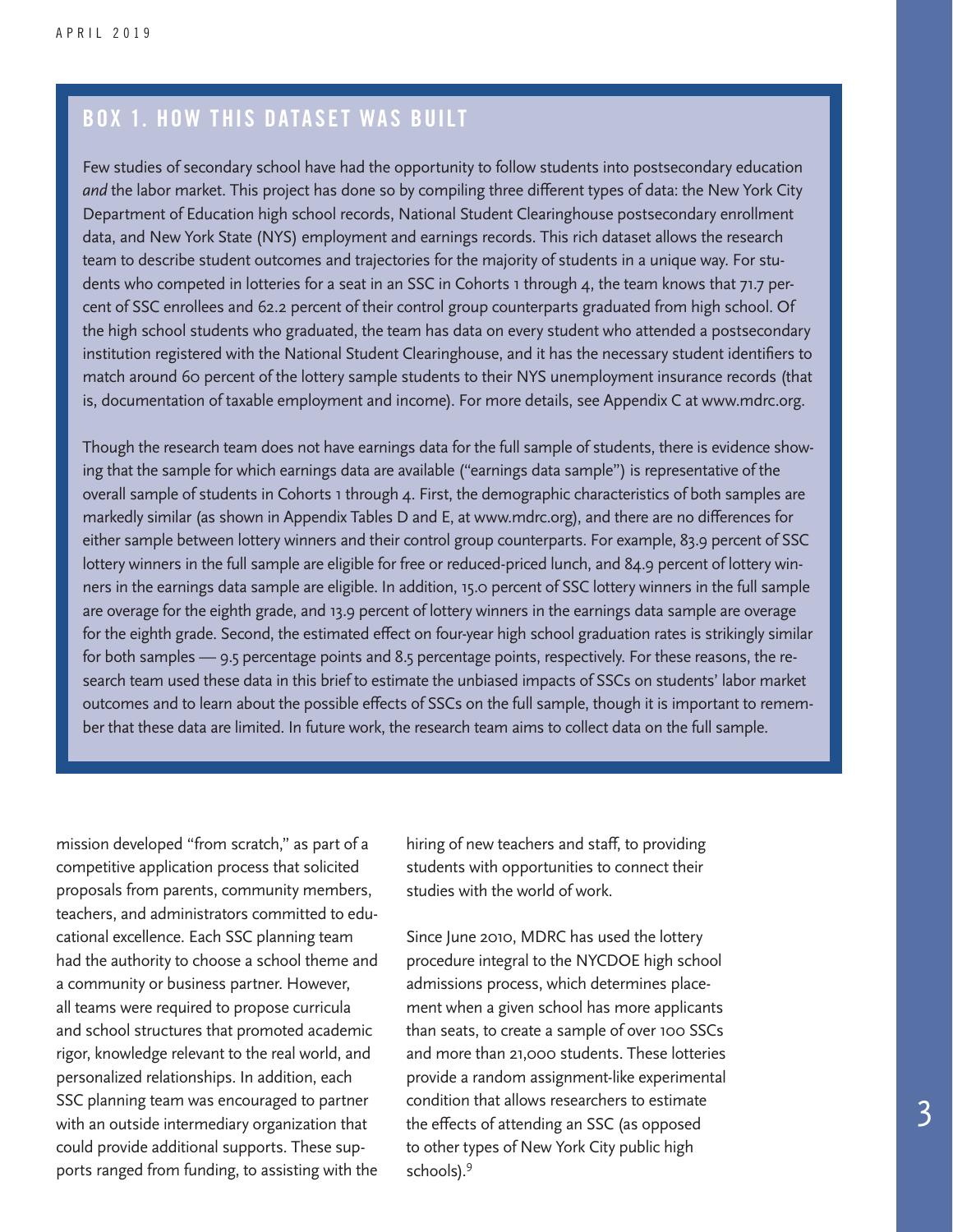## BOX 1. HOW THIS DATASET WAS BUILT

Few studies of secondary school have had the opportunity to follow students into postsecondary education *and* the labor market. This project has done so by compiling three different types of data: the New York City Department of Education high school records, National Student Clearinghouse postsecondary enrollment data, and New York State (NYS) employment and earnings records. This rich dataset allows the research team to describe student outcomes and trajectories for the majority of students in a unique way. For students who competed in lotteries for a seat in an SSC in Cohorts 1 through 4, the team knows that 71.7 percent of SSC enrollees and 62.2 percent of their control group counterparts graduated from high school. Of the high school students who graduated, the team has data on every student who attended a postsecondary institution registered with the National Student Clearinghouse, and it has the necessary student identifiers to match around 60 percent of the lottery sample students to their NYS unemployment insurance records (that is, documentation of taxable employment and income). For more details, see Appendix C at www.mdrc.org.

Though the research team does not have earnings data for the full sample of students, there is evidence showing that the sample for which earnings data are available ("earnings data sample") is representative of the overall sample of students in Cohorts 1 through 4. First, the demographic characteristics of both samples are markedly similar (as shown in Appendix Tables D and E, at www.mdrc.org), and there are no differences for either sample between lottery winners and their control group counterparts. For example, 83.9 percent of SSC lottery winners in the full sample are eligible for free or reduced-priced lunch, and 84.9 percent of lottery winners in the earnings data sample are eligible. In addition, 15.0 percent of SSC lottery winners in the full sample are overage for the eighth grade, and 13.9 percent of lottery winners in the earnings data sample are overage for the eighth grade. Second, the estimated effect on four-year high school graduation rates is strikingly similar for both samples — 9.5 percentage points and 8.5 percentage points, respectively. For these reasons, the research team used these data in this brief to estimate the unbiased impacts of SSCs on students' labor market outcomes and to learn about the possible effects of SSCs on the full sample, though it is important to remember that these data are limited. In future work, the research team aims to collect data on the full sample.

mission developed "from scratch," as part of a competitive application process that solicited proposals from parents, community members, teachers, and administrators committed to educational excellence. Each SSC planning team had the authority to choose a school theme and a community or business partner. However, all teams were required to propose curricula and school structures that promoted academic rigor, knowledge relevant to the real world, and personalized relationships. In addition, each SSC planning team was encouraged to partner with an outside intermediary organization that could provide additional supports. These supports ranged from funding, to assisting with the hiring of new teachers and staff, to providing students with opportunities to connect their studies with the world of work.

Since June 2010, MDRC has used the lottery procedure integral to the NYCDOE high school admissions process, which determines placement when a given school has more applicants than seats, to create a sample of over 100 SSCs and more than 21,000 students. These lotteries provide a random assignment-like experimental condition that allows researchers to estimate the effects of attending an SSC (as opposed to other types of New York City public high schools).[9]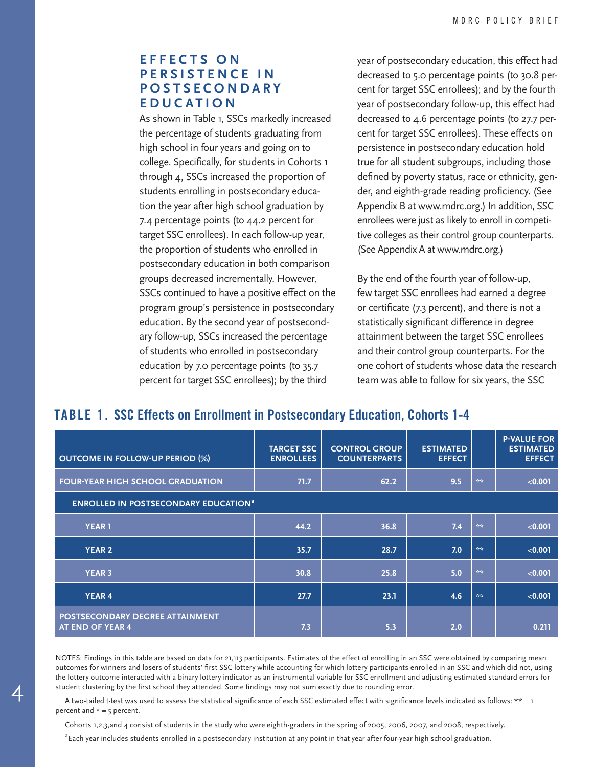## EFFECTS ON PERSISTENCE IN POSTSECONDARY EDUCATION

As shown in Table 1, SSCs markedly increased the percentage of students graduating from high school in four years and going on to college. Specifically, for students in Cohorts 1 through 4, SSCs increased the proportion of students enrolling in postsecondary education the year after high school graduation by 7.4 percentage points (to 44.2 percent for target SSC enrollees). In each follow-up year, the proportion of students who enrolled in postsecondary education in both comparison groups decreased incrementally. However, SSCs continued to have a positive effect on the program group's persistence in postsecondary education. By the second year of postsecondary follow-up, SSCs increased the percentage of students who enrolled in postsecondary education by 7.0 percentage points (to 35.7 percent for target SSC enrollees); by the third year of postsecondary education, this effect had decreased to 5.0 percentage points (to 30.8 percent for target SSC enrollees); and by the fourth year of postsecondary follow-up, this effect had decreased to 4.6 percentage points (to 27.7 percent for target SSC enrollees). These effects on persistence in postsecondary education hold true for all student subgroups, including those defined by poverty status, race or ethnicity, gender, and eighth-grade reading proficiency. (See Appendix B at www.mdrc.org.) In addition, SSC enrollees were just as likely to enroll in competitive colleges as their control group counterparts. (See Appendix A at www.mdrc.org.)

By the end of the fourth year of follow-up, few target SSC enrollees had earned a degree or certificate (7.3 percent), and there is not a statistically significant difference in degree attainment between the target SSC enrollees and their control group counterparts. For the one cohort of students whose data the research team was able to follow for six years, the SSC

**TABLE 1. SSC Effects on Enrollment in Postsecondary Education, Cohorts 1-4**

| OUTCOME IN FOLLOW-UP PERIOD (%) | TARGET SSC ENROLLEES | CONTROL GROUP COUNTERPARTS | ESTIMATED EFFECT | | P-VALUE FOR ESTIMATED EFFECT |
|---|---|---|---|---|---|
| FOUR-YEAR HIGH SCHOOL GRADUATION | 71.7 | 62.2 | 9.5 | ** | <0.001 |
| ENROLLED IN POSTSECONDARY EDUCATION[a] | | | | | |
| YEAR 1 | 44.2 | 36.8 | 7.4 | ** | <0.001 |
| YEAR 2 | 35.7 | 28.7 | 7.0 | ** | <0.001 |
| YEAR 3 | 30.8 | 25.8 | 5.0 | ** | <0.001 |
| YEAR 4 | 27.7 | 23.1 | 4.6 | ** | <0.001 |
| POSTSECONDARY DEGREE ATTAINMENT AT END OF YEAR 4 | 7.3 | 5.3 | 2.0 | | 0.211 |

NOTES: Findings in this table are based on data for 21,113 participants. Estimates of the effect of enrolling in an SSC were obtained by comparing mean outcomes for winners and losers of students' first SSC lottery while accounting for which lottery participants enrolled in an SSC and which did not, using the lottery outcome interacted with a binary lottery indicator as an instrumental variable for SSC enrollment and adjusting estimated standard errors for student clustering by the first school they attended. Some findings may not sum exactly due to rounding error.

A two-tailed t-test was used to assess the statistical significance of each SSC estimated effect with significance levels indicated as follows: ** = 1 percent and * = 5 percent.

Cohorts 1,2,3,and 4 consist of students in the study who were eighth-graders in the spring of 2005, 2006, 2007, and 2008, respectively.

[a]Each year includes students enrolled in a postsecondary institution at any point in that year after four-year high school graduation.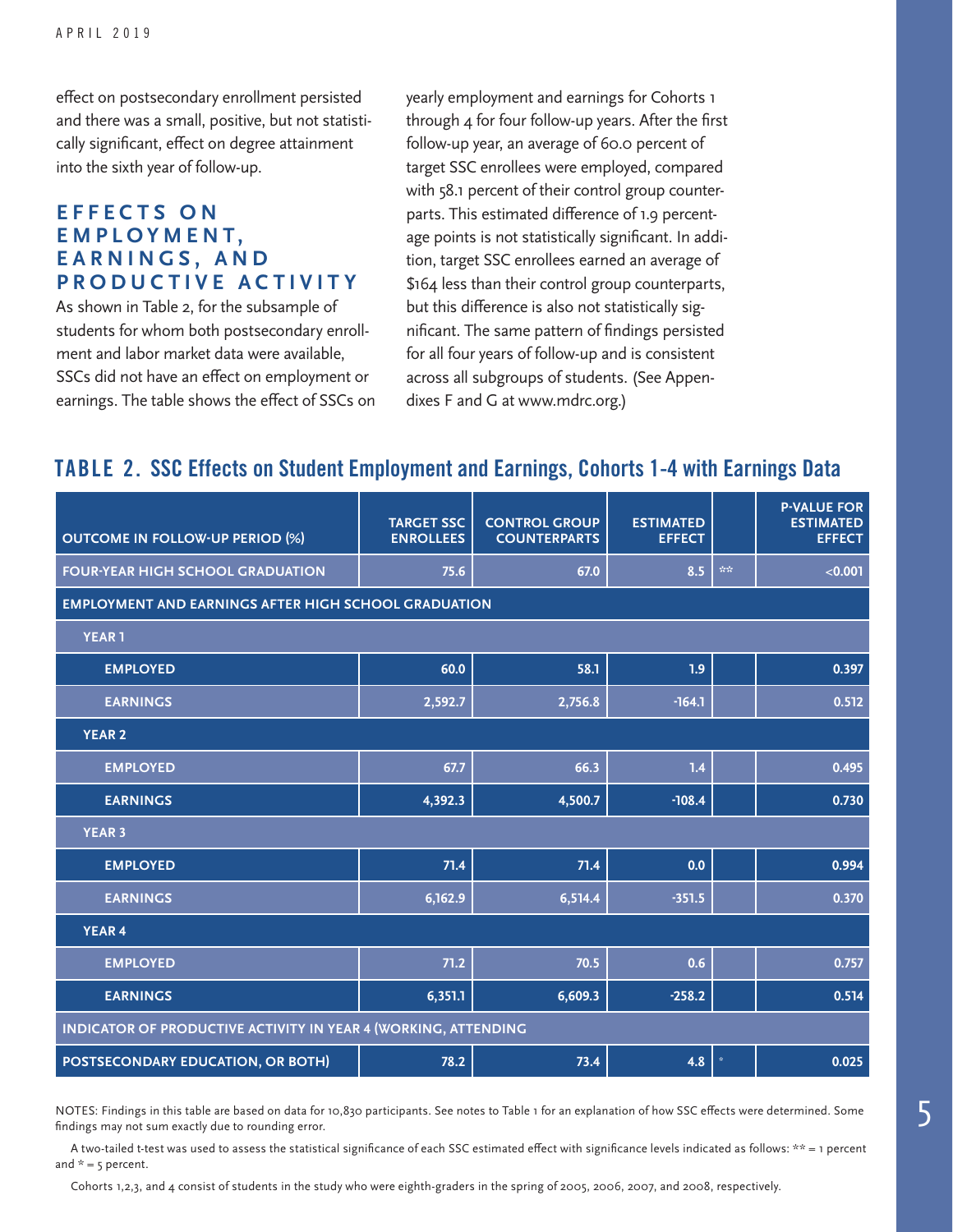effect on postsecondary enrollment persisted and there was a small, positive, but not statistically significant, effect on degree attainment into the sixth year of follow-up.

## EFFECTS ON EMPLOYMENT, EARNINGS, AND PRODUCTIVE ACTIVITY

As shown in Table 2, for the subsample of students for whom both postsecondary enrollment and labor market data were available, SSCs did not have an effect on employment or earnings. The table shows the effect of SSCs on yearly employment and earnings for Cohorts 1 through 4 for four follow-up years. After the first follow-up year, an average of 60.0 percent of target SSC enrollees were employed, compared with 58.1 percent of their control group counterparts. This estimated difference of 1.9 percentage points is not statistically significant. In addition, target SSC enrollees earned an average of $164 less than their control group counterparts, but this difference is also not statistically significant. The same pattern of findings persisted for all four years of follow-up and is consistent across all subgroups of students. (See Appendixes F and G at www.mdrc.org.)

## TABLE 2. SSC Effects on Student Employment and Earnings, Cohorts 1-4 with Earnings Data

| OUTCOME IN FOLLOW-UP PERIOD (%) | TARGET SSC ENROLLEES | CONTROL GROUP COUNTERPARTS | ESTIMATED EFFECT | | P-VALUE FOR ESTIMATED EFFECT |
|---|---|---|---|---|---|
| FOUR-YEAR HIGH SCHOOL GRADUATION | 75.6 | 67.0 | 8.5 | ** | <0.001 |
| EMPLOYMENT AND EARNINGS AFTER HIGH SCHOOL GRADUATION | | | | | |
| YEAR 1 | | | | | |
| EMPLOYED | 60.0 | 58.1 | 1.9 | | 0.397 |
| EARNINGS | 2,592.7 | 2,756.8 | -164.1 | | 0.512 |
| YEAR 2 | | | | | |
| EMPLOYED | 67.7 | 66.3 | 1.4 | | 0.495 |
| EARNINGS | 4,392.3 | 4,500.7 | -108.4 | | 0.730 |
| YEAR 3 | | | | | |
| EMPLOYED | 71.4 | 71.4 | 0.0 | | 0.994 |
| EARNINGS | 6,162.9 | 6,514.4 | -351.5 | | 0.370 |
| YEAR 4 | | | | | |
| EMPLOYED | 71.2 | 70.5 | 0.6 | | 0.757 |
| EARNINGS | 6,351.1 | 6,609.3 | -258.2 | | 0.514 |
| INDICATOR OF PRODUCTIVE ACTIVITY IN YEAR 4 (WORKING, ATTENDING POSTSECONDARY EDUCATION, OR BOTH) | 78.2 | 73.4 | 4.8 | * | 0.025 |

NOTES: Findings in this table are based on data for 10,830 participants. See notes to Table 1 for an explanation of how SSC effects were determined. Some findings may not sum exactly due to rounding error.

A two-tailed t-test was used to assess the statistical significance of each SSC estimated effect with significance levels indicated as follows: ** = 1 percent and * = 5 percent.

Cohorts 1,2,3, and 4 consist of students in the study who were eighth-graders in the spring of 2005, 2006, 2007, and 2008, respectively.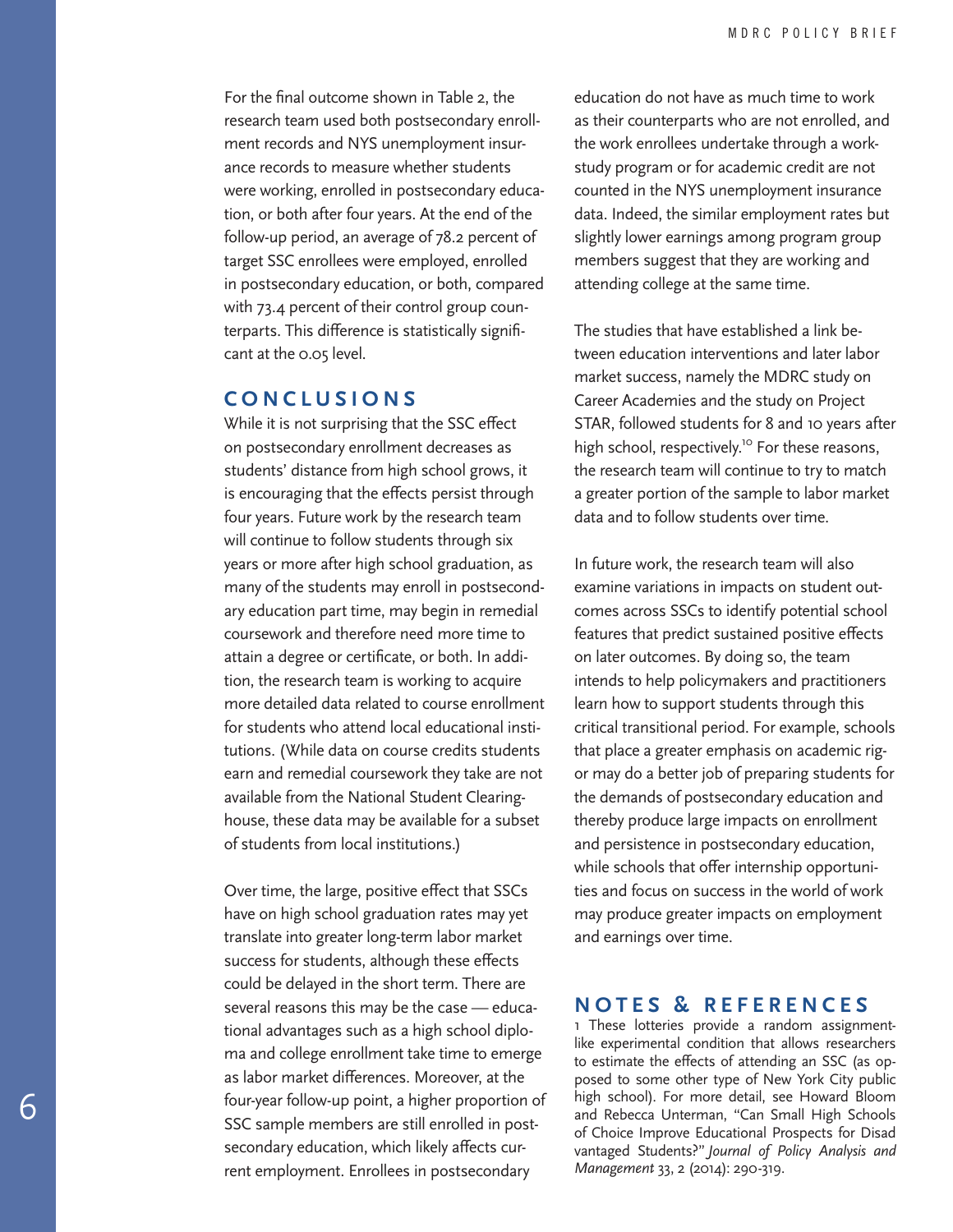For the final outcome shown in Table 2, the research team used both postsecondary enrollment records and NYS unemployment insurance records to measure whether students were working, enrolled in postsecondary education, or both after four years. At the end of the follow-up period, an average of 78.2 percent of target SSC enrollees were employed, enrolled in postsecondary education, or both, compared with 73.4 percent of their control group counterparts. This difference is statistically significant at the 0.05 level.

## CONCLUSIONS

While it is not surprising that the SSC effect on postsecondary enrollment decreases as students' distance from high school grows, it is encouraging that the effects persist through four years. Future work by the research team will continue to follow students through six years or more after high school graduation, as many of the students may enroll in postsecondary education part time, may begin in remedial coursework and therefore need more time to attain a degree or certificate, or both. In addition, the research team is working to acquire more detailed data related to course enrollment for students who attend local educational institutions. (While data on course credits students earn and remedial coursework they take are not available from the National Student Clearinghouse, these data may be available for a subset of students from local institutions.)

Over time, the large, positive effect that SSCs have on high school graduation rates may yet translate into greater long-term labor market success for students, although these effects could be delayed in the short term. There are several reasons this may be the case — educational advantages such as a high school diploma and college enrollment take time to emerge as labor market differences. Moreover, at the four-year follow-up point, a higher proportion of SSC sample members are still enrolled in postsecondary education, which likely affects current employment. Enrollees in postsecondary education do not have as much time to work as their counterparts who are not enrolled, and the work enrollees undertake through a work-study program or for academic credit are not counted in the NYS unemployment insurance data. Indeed, the similar employment rates but slightly lower earnings among program group members suggest that they are working and attending college at the same time.

The studies that have established a link between education interventions and later labor market success, namely the MDRC study on Career Academies and the study on Project STAR, followed students for 8 and 10 years after high school, respectively.[10] For these reasons, the research team will continue to try to match a greater portion of the sample to labor market data and to follow students over time.

In future work, the research team will also examine variations in impacts on student outcomes across SSCs to identify potential school features that predict sustained positive effects on later outcomes. By doing so, the team intends to help policymakers and practitioners learn how to support students through this critical transitional period. For example, schools that place a greater emphasis on academic rigor may do a better job of preparing students for the demands of postsecondary education and thereby produce large impacts on enrollment and persistence in postsecondary education, while schools that offer internship opportunities and focus on success in the world of work may produce greater impacts on employment and earnings over time.

## NOTES & REFERENCES

1 These lotteries provide a random assignment-like experimental condition that allows researchers to estimate the effects of attending an SSC (as opposed to some other type of New York City public high school). For more detail, see Howard Bloom and Rebecca Unterman, "Can Small High Schools of Choice Improve Educational Prospects for Disadvantaged Students?" *Journal of Policy Analysis and Management* 33, 2 (2014): 290-319.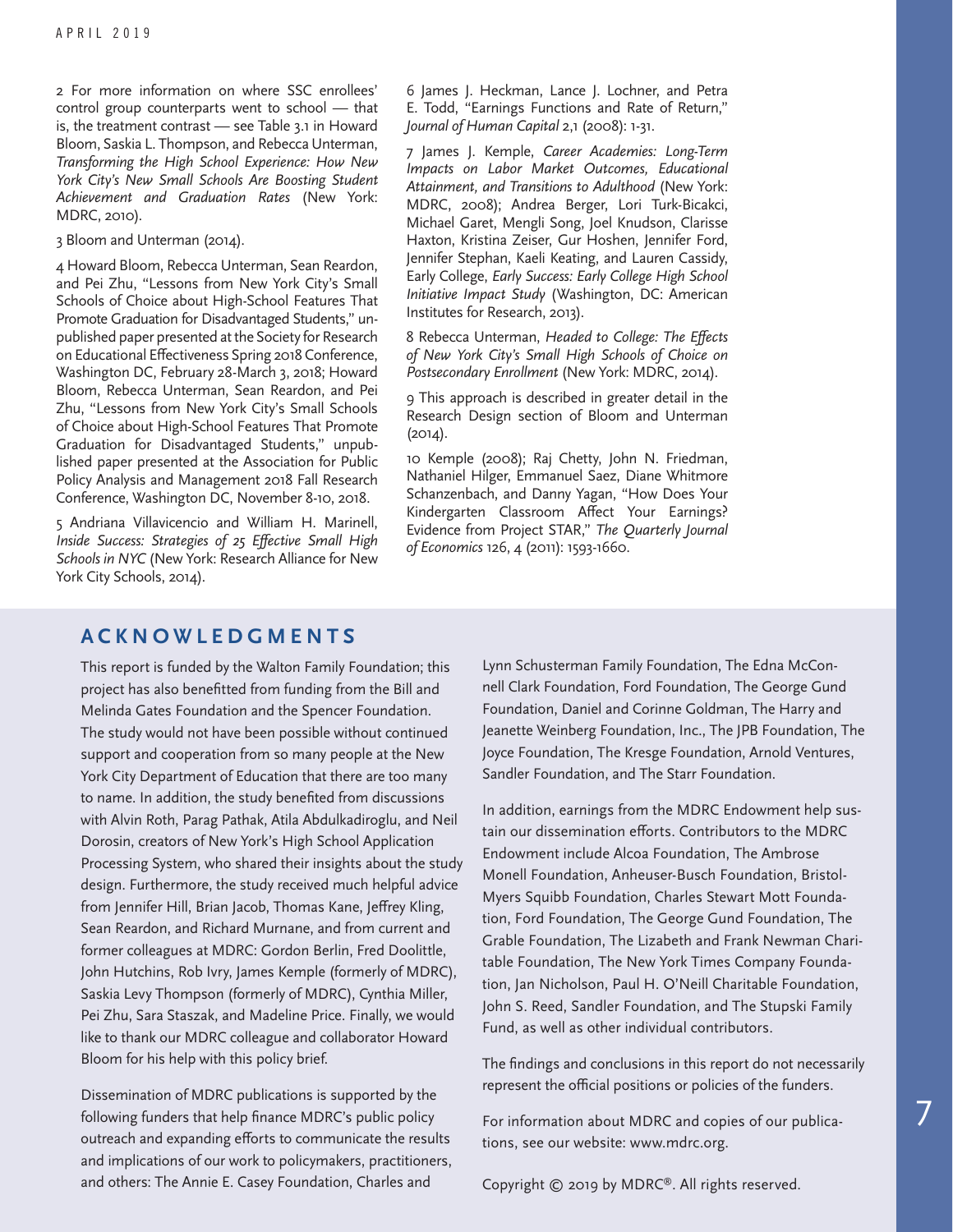2 For more information on where SSC enrollees' control group counterparts went to school — that is, the treatment contrast — see Table 3.1 in Howard Bloom, Saskia L. Thompson, and Rebecca Unterman, *Transforming the High School Experience: How New York City's New Small Schools Are Boosting Student Achievement and Graduation Rates* (New York: MDRC, 2010).

3 Bloom and Unterman (2014).

4 Howard Bloom, Rebecca Unterman, Sean Reardon, and Pei Zhu, "Lessons from New York City's Small Schools of Choice about High-School Features That Promote Graduation for Disadvantaged Students," unpublished paper presented at the Society for Research on Educational Effectiveness Spring 2018 Conference, Washington DC, February 28-March 3, 2018; Howard Bloom, Rebecca Unterman, Sean Reardon, and Pei Zhu, "Lessons from New York City's Small Schools of Choice about High-School Features That Promote Graduation for Disadvantaged Students," unpublished paper presented at the Association for Public Policy Analysis and Management 2018 Fall Research Conference, Washington DC, November 8-10, 2018.

5 Andriana Villavicencio and William H. Marinell, *Inside Success: Strategies of 25 Effective Small High Schools in NYC* (New York: Research Alliance for New York City Schools, 2014).

6 James J. Heckman, Lance J. Lochner, and Petra E. Todd, "Earnings Functions and Rate of Return," *Journal of Human Capital* 2,1 (2008): 1-31.

7 James J. Kemple, *Career Academies: Long-Term Impacts on Labor Market Outcomes, Educational Attainment, and Transitions to Adulthood* (New York: MDRC, 2008); Andrea Berger, Lori Turk-Bicakci, Michael Garet, Mengli Song, Joel Knudson, Clarisse Haxton, Kristina Zeiser, Gur Hoshen, Jennifer Ford, Jennifer Stephan, Kaeli Keating, and Lauren Cassidy, Early College, *Early Success: Early College High School Initiative Impact Study* (Washington, DC: American Institutes for Research, 2013).

8 Rebecca Unterman, *Headed to College: The Effects of New York City's Small High Schools of Choice on Postsecondary Enrollment* (New York: MDRC, 2014).

9 This approach is described in greater detail in the Research Design section of Bloom and Unterman (2014).

10 Kemple (2008); Raj Chetty, John N. Friedman, Nathaniel Hilger, Emmanuel Saez, Diane Whitmore Schanzenbach, and Danny Yagan, "How Does Your Kindergarten Classroom Affect Your Earnings? Evidence from Project STAR," *The Quarterly Journal of Economics* 126, 4 (2011): 1593-1660.

## ACKNOWLEDGMENTS

This report is funded by the Walton Family Foundation; this project has also benefitted from funding from the Bill and Melinda Gates Foundation and the Spencer Foundation. The study would not have been possible without continued support and cooperation from so many people at the New York City Department of Education that there are too many to name. In addition, the study benefited from discussions with Alvin Roth, Parag Pathak, Atila Abdulkadiroglu, and Neil Dorosin, creators of New York's High School Application Processing System, who shared their insights about the study design. Furthermore, the study received much helpful advice from Jennifer Hill, Brian Jacob, Thomas Kane, Jeffrey Kling, Sean Reardon, and Richard Murnane, and from current and former colleagues at MDRC: Gordon Berlin, Fred Doolittle, John Hutchins, Rob Ivry, James Kemple (formerly of MDRC), Saskia Levy Thompson (formerly of MDRC), Cynthia Miller, Pei Zhu, Sara Staszak, and Madeline Price. Finally, we would like to thank our MDRC colleague and collaborator Howard Bloom for his help with this policy brief.

Dissemination of MDRC publications is supported by the following funders that help finance MDRC's public policy outreach and expanding efforts to communicate the results and implications of our work to policymakers, practitioners, and others: The Annie E. Casey Foundation, Charles and Lynn Schusterman Family Foundation, The Edna McConnell Clark Foundation, Ford Foundation, The George Gund Foundation, Daniel and Corinne Goldman, The Harry and Jeanette Weinberg Foundation, Inc., The JPB Foundation, The Joyce Foundation, The Kresge Foundation, Arnold Ventures, Sandler Foundation, and The Starr Foundation.

In addition, earnings from the MDRC Endowment help sustain our dissemination efforts. Contributors to the MDRC Endowment include Alcoa Foundation, The Ambrose Monell Foundation, Anheuser-Busch Foundation, Bristol-Myers Squibb Foundation, Charles Stewart Mott Foundation, Ford Foundation, The George Gund Foundation, The Grable Foundation, The Lizabeth and Frank Newman Charitable Foundation, The New York Times Company Foundation, Jan Nicholson, Paul H. O'Neill Charitable Foundation, John S. Reed, Sandler Foundation, and The Stupski Family Fund, as well as other individual contributors.

The findings and conclusions in this report do not necessarily represent the official positions or policies of the funders.

For information about MDRC and copies of our publications, see our website: www.mdrc.org.

Copyright © 2019 by MDRC®. All rights reserved.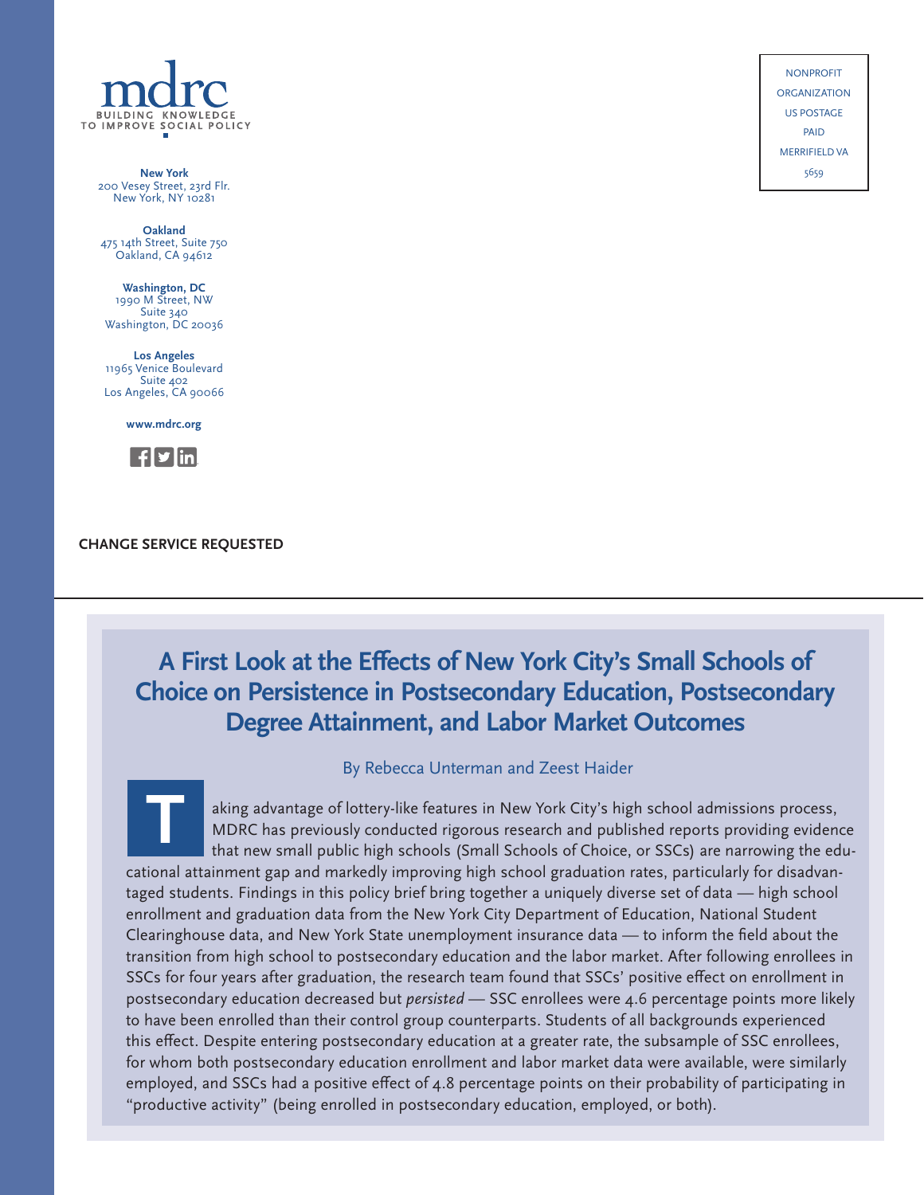mdrc

BUILDING KNOWLEDGE TO IMPROVE SOCIAL POLICY

**New York**
200 Vesey Street, 23rd Flr.
New York, NY 10281

**Oakland**
475 14th Street, Suite 750
Oakland, CA 94612

**Washington, DC**
1990 M Street, NW
Suite 340
Washington, DC 20036

**Los Angeles**
11965 Venice Boulevard
Suite 402
Los Angeles, CA 90066

**www.mdrc.org**

NONPROFIT
ORGANIZATION
US POSTAGE
PAID
MERRIFIELD VA
5659

**CHANGE SERVICE REQUESTED**

## A First Look at the Effects of New York City's Small Schools of Choice on Persistence in Postsecondary Education, Postsecondary Degree Attainment, and Labor Market Outcomes

By Rebecca Unterman and Zeest Haider

Taking advantage of lottery-like features in New York City's high school admissions process, MDRC has previously conducted rigorous research and published reports providing evidence that new small public high schools (Small Schools of Choice, or SSCs) are narrowing the educational attainment gap and markedly improving high school graduation rates, particularly for disadvantaged students. Findings in this policy brief bring together a uniquely diverse set of data — high school enrollment and graduation data from the New York City Department of Education, National Student Clearinghouse data, and New York State unemployment insurance data — to inform the field about the transition from high school to postsecondary education and the labor market. After following enrollees in SSCs for four years after graduation, the research team found that SSCs' positive effect on enrollment in postsecondary education decreased but *persisted* — SSC enrollees were 4.6 percentage points more likely to have been enrolled than their control group counterparts. Students of all backgrounds experienced this effect. Despite entering postsecondary education at a greater rate, the subsample of SSC enrollees, for whom both postsecondary education enrollment and labor market data were available, were similarly employed, and SSCs had a positive effect of 4.8 percentage points on their probability of participating in "productive activity" (being enrolled in postsecondary education, employed, or both).